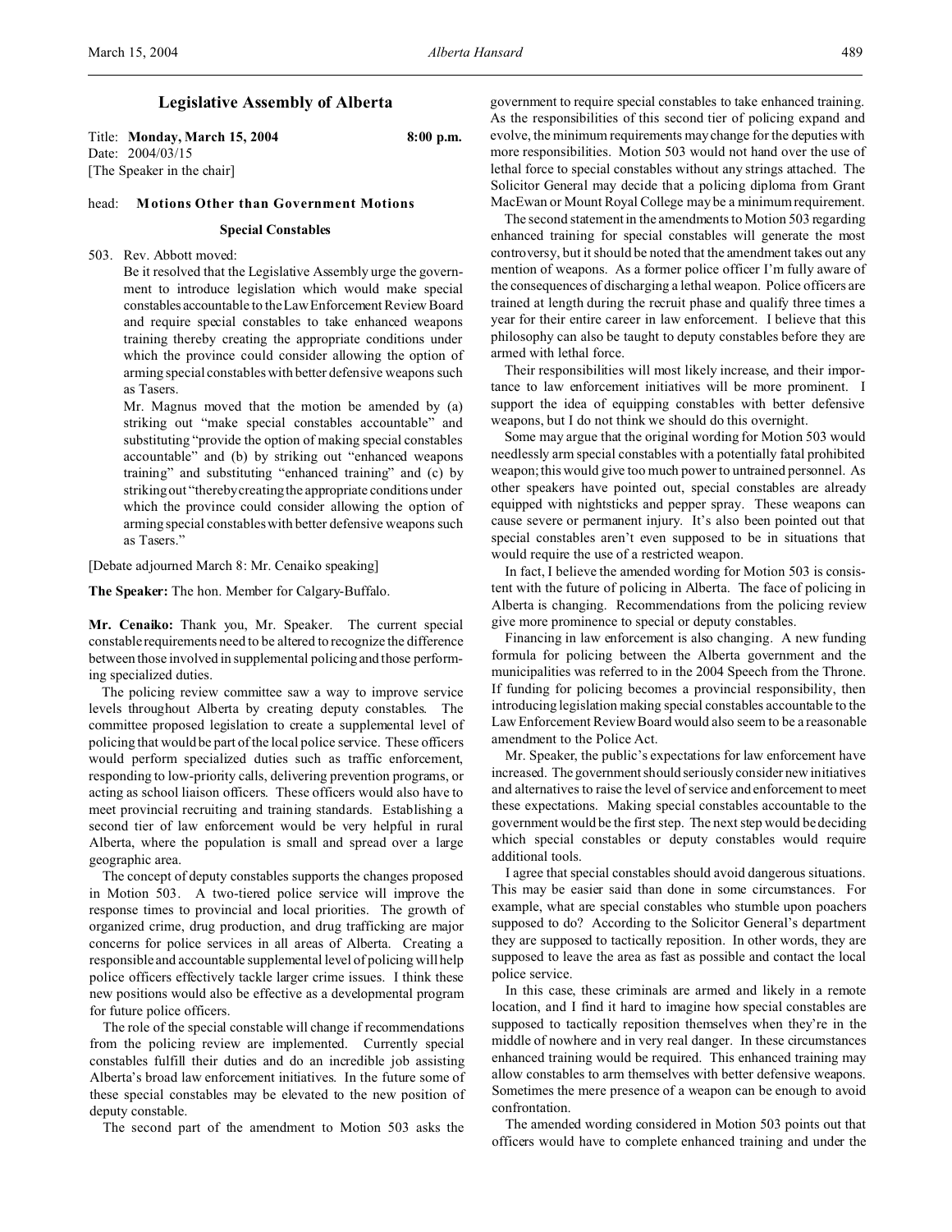# Legislative Assembly of Alberta

Title: **Monday, March 15, 2004** 8:00 p.m.
Date: 2004/03/15
[The Speaker in the chair]

head: **Motions Other than Government Motions**

### Special Constables

503. Rev. Abbott moved:

Be it resolved that the Legislative Assembly urge the government to introduce legislation which would make special constables accountable to the Law Enforcement Review Board and require special constables to take enhanced weapons training thereby creating the appropriate conditions under which the province could consider allowing the option of arming special constables with better defensive weapons such as Tasers.

Mr. Magnus moved that the motion be amended by (a) striking out "make special constables accountable" and substituting "provide the option of making special constables accountable" and (b) by striking out "enhanced weapons training" and substituting "enhanced training" and (c) by striking out "thereby creating the appropriate conditions under which the province could consider allowing the option of arming special constables with better defensive weapons such as Tasers."

[Debate adjourned March 8: Mr. Cenaiko speaking]

**The Speaker:** The hon. Member for Calgary-Buffalo.

**Mr. Cenaiko:** Thank you, Mr. Speaker. The current special constable requirements need to be altered to recognize the difference between those involved in supplemental policing and those performing specialized duties.

The policing review committee saw a way to improve service levels throughout Alberta by creating deputy constables. The committee proposed legislation to create a supplemental level of policing that would be part of the local police service. These officers would perform specialized duties such as traffic enforcement, responding to low-priority calls, delivering prevention programs, or acting as school liaison officers. These officers would also have to meet provincial recruiting and training standards. Establishing a second tier of law enforcement would be very helpful in rural Alberta, where the population is small and spread over a large geographic area.

The concept of deputy constables supports the changes proposed in Motion 503. A two-tiered police service will improve the response times to provincial and local priorities. The growth of organized crime, drug production, and drug trafficking are major concerns for police services in all areas of Alberta. Creating a responsible and accountable supplemental level of policing will help police officers effectively tackle larger crime issues. I think these new positions would also be effective as a developmental program for future police officers.

The role of the special constable will change if recommendations from the policing review are implemented. Currently special constables fulfill their duties and do an incredible job assisting Alberta's broad law enforcement initiatives. In the future some of these special constables may be elevated to the new position of deputy constable.

The second part of the amendment to Motion 503 asks the government to require special constables to take enhanced training. As the responsibilities of this second tier of policing expand and evolve, the minimum requirements may change for the deputies with more responsibilities. Motion 503 would not hand over the use of lethal force to special constables without any strings attached. The Solicitor General may decide that a policing diploma from Grant MacEwan or Mount Royal College may be a minimum requirement.

The second statement in the amendments to Motion 503 regarding enhanced training for special constables will generate the most controversy, but it should be noted that the amendment takes out any mention of weapons. As a former police officer I'm fully aware of the consequences of discharging a lethal weapon. Police officers are trained at length during the recruit phase and qualify three times a year for their entire career in law enforcement. I believe that this philosophy can also be taught to deputy constables before they are armed with lethal force.

Their responsibilities will most likely increase, and their importance to law enforcement initiatives will be more prominent. I support the idea of equipping constables with better defensive weapons, but I do not think we should do this overnight.

Some may argue that the original wording for Motion 503 would needlessly arm special constables with a potentially fatal prohibited weapon; this would give too much power to untrained personnel. As other speakers have pointed out, special constables are already equipped with nightsticks and pepper spray. These weapons can cause severe or permanent injury. It's also been pointed out that special constables aren't even supposed to be in situations that would require the use of a restricted weapon.

In fact, I believe the amended wording for Motion 503 is consistent with the future of policing in Alberta. The face of policing in Alberta is changing. Recommendations from the policing review give more prominence to special or deputy constables.

Financing in law enforcement is also changing. A new funding formula for policing between the Alberta government and the municipalities was referred to in the 2004 Speech from the Throne. If funding for policing becomes a provincial responsibility, then introducing legislation making special constables accountable to the Law Enforcement Review Board would also seem to be a reasonable amendment to the Police Act.

Mr. Speaker, the public's expectations for law enforcement have increased. The government should seriously consider new initiatives and alternatives to raise the level of service and enforcement to meet these expectations. Making special constables accountable to the government would be the first step. The next step would be deciding which special constables or deputy constables would require additional tools.

I agree that special constables should avoid dangerous situations. This may be easier said than done in some circumstances. For example, what are special constables who stumble upon poachers supposed to do? According to the Solicitor General's department they are supposed to tactically reposition. In other words, they are supposed to leave the area as fast as possible and contact the local police service.

In this case, these criminals are armed and likely in a remote location, and I find it hard to imagine how special constables are supposed to tactically reposition themselves when they're in the middle of nowhere and in very real danger. In these circumstances enhanced training would be required. This enhanced training may allow constables to arm themselves with better defensive weapons. Sometimes the mere presence of a weapon can be enough to avoid confrontation.

The amended wording considered in Motion 503 points out that officers would have to complete enhanced training and under the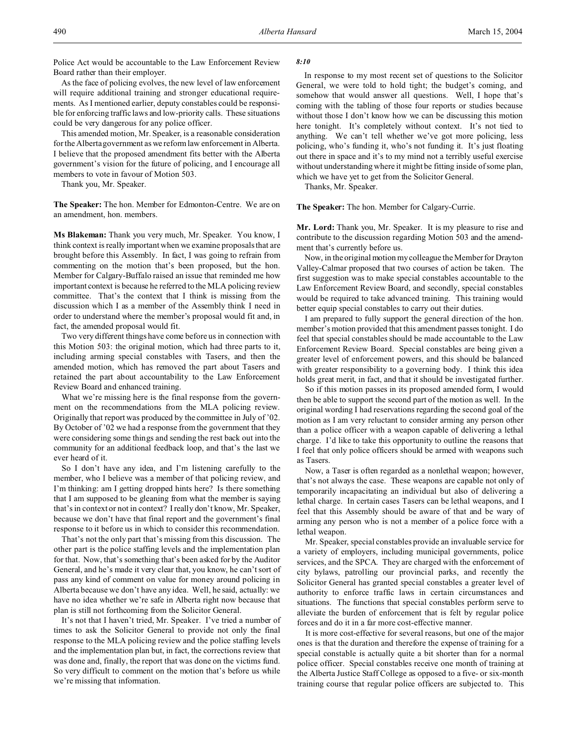Police Act would be accountable to the Law Enforcement Review Board rather than their employer.

As the face of policing evolves, the new level of law enforcement will require additional training and stronger educational requirements. As I mentioned earlier, deputy constables could be responsible for enforcing traffic laws and low-priority calls. These situations could be very dangerous for any police officer.

This amended motion, Mr. Speaker, is a reasonable consideration for the Alberta government as we reform law enforcement in Alberta. I believe that the proposed amendment fits better with the Alberta government's vision for the future of policing, and I encourage all members to vote in favour of Motion 503.

Thank you, Mr. Speaker.

**The Speaker:** The hon. Member for Edmonton-Centre. We are on an amendment, hon. members.

**Ms Blakeman:** Thank you very much, Mr. Speaker. You know, I think context is really important when we examine proposals that are brought before this Assembly. In fact, I was going to refrain from commenting on the motion that's been proposed, but the hon. Member for Calgary-Buffalo raised an issue that reminded me how important context is because he referred to the MLA policing review committee. That's the context that I think is missing from the discussion which I as a member of the Assembly think I need in order to understand where the member's proposal would fit and, in fact, the amended proposal would fit.

Two very different things have come before us in connection with this Motion 503: the original motion, which had three parts to it, including arming special constables with Tasers, and then the amended motion, which has removed the part about Tasers and retained the part about accountability to the Law Enforcement Review Board and enhanced training.

What we're missing here is the final response from the government on the recommendations from the MLA policing review. Originally that report was produced by the committee in July of '02. By October of '02 we had a response from the government that they were considering some things and sending the rest back out into the community for an additional feedback loop, and that's the last we ever heard of it.

So I don't have any idea, and I'm listening carefully to the member, who I believe was a member of that policing review, and I'm thinking: am I getting dropped hints here? Is there something that I am supposed to be gleaning from what the member is saying that's in context or not in context? I really don't know, Mr. Speaker, because we don't have that final report and the government's final response to it before us in which to consider this recommendation.

That's not the only part that's missing from this discussion. The other part is the police staffing levels and the implementation plan for that. Now, that's something that's been asked for by the Auditor General, and he's made it very clear that, you know, he can't sort of pass any kind of comment on value for money around policing in Alberta because we don't have any idea. Well, he said, actually: we have no idea whether we're safe in Alberta right now because that plan is still not forthcoming from the Solicitor General.

It's not that I haven't tried, Mr. Speaker. I've tried a number of times to ask the Solicitor General to provide not only the final response to the MLA policing review and the police staffing levels and the implementation plan but, in fact, the corrections review that was done and, finally, the report that was done on the victims fund. So very difficult to comment on the motion that's before us while we're missing that information.

*8:10*

In response to my most recent set of questions to the Solicitor General, we were told to hold tight; the budget's coming, and somehow that would answer all questions. Well, I hope that's coming with the tabling of those four reports or studies because without those I don't know how we can be discussing this motion here tonight. It's completely without context. It's not tied to anything. We can't tell whether we've got more policing, less policing, who's funding it, who's not funding it. It's just floating out there in space and it's to my mind not a terribly useful exercise without understanding where it might be fitting inside of some plan, which we have yet to get from the Solicitor General.

Thanks, Mr. Speaker.

**The Speaker:** The hon. Member for Calgary-Currie.

**Mr. Lord:** Thank you, Mr. Speaker. It is my pleasure to rise and contribute to the discussion regarding Motion 503 and the amendment that's currently before us.

Now, in the original motion my colleague the Member for Drayton Valley-Calmar proposed that two courses of action be taken. The first suggestion was to make special constables accountable to the Law Enforcement Review Board, and secondly, special constables would be required to take advanced training. This training would better equip special constables to carry out their duties.

I am prepared to fully support the general direction of the hon. member's motion provided that this amendment passes tonight. I do feel that special constables should be made accountable to the Law Enforcement Review Board. Special constables are being given a greater level of enforcement powers, and this should be balanced with greater responsibility to a governing body. I think this idea holds great merit, in fact, and that it should be investigated further.

So if this motion passes in its proposed amended form, I would then be able to support the second part of the motion as well. In the original wording I had reservations regarding the second goal of the motion as I am very reluctant to consider arming any person other than a police officer with a weapon capable of delivering a lethal charge. I'd like to take this opportunity to outline the reasons that I feel that only police officers should be armed with weapons such as Tasers.

Now, a Taser is often regarded as a nonlethal weapon; however, that's not always the case. These weapons are capable not only of temporarily incapacitating an individual but also of delivering a lethal charge. In certain cases Tasers can be lethal weapons, and I feel that this Assembly should be aware of that and be wary of arming any person who is not a member of a police force with a lethal weapon.

Mr. Speaker, special constables provide an invaluable service for a variety of employers, including municipal governments, police services, and the SPCA. They are charged with the enforcement of city bylaws, patrolling our provincial parks, and recently the Solicitor General has granted special constables a greater level of authority to enforce traffic laws in certain circumstances and situations. The functions that special constables perform serve to alleviate the burden of enforcement that is felt by regular police forces and do it in a far more cost-effective manner.

It is more cost-effective for several reasons, but one of the major ones is that the duration and therefore the expense of training for a special constable is actually quite a bit shorter than for a normal police officer. Special constables receive one month of training at the Alberta Justice Staff College as opposed to a five- or six-month training course that regular police officers are subjected to. This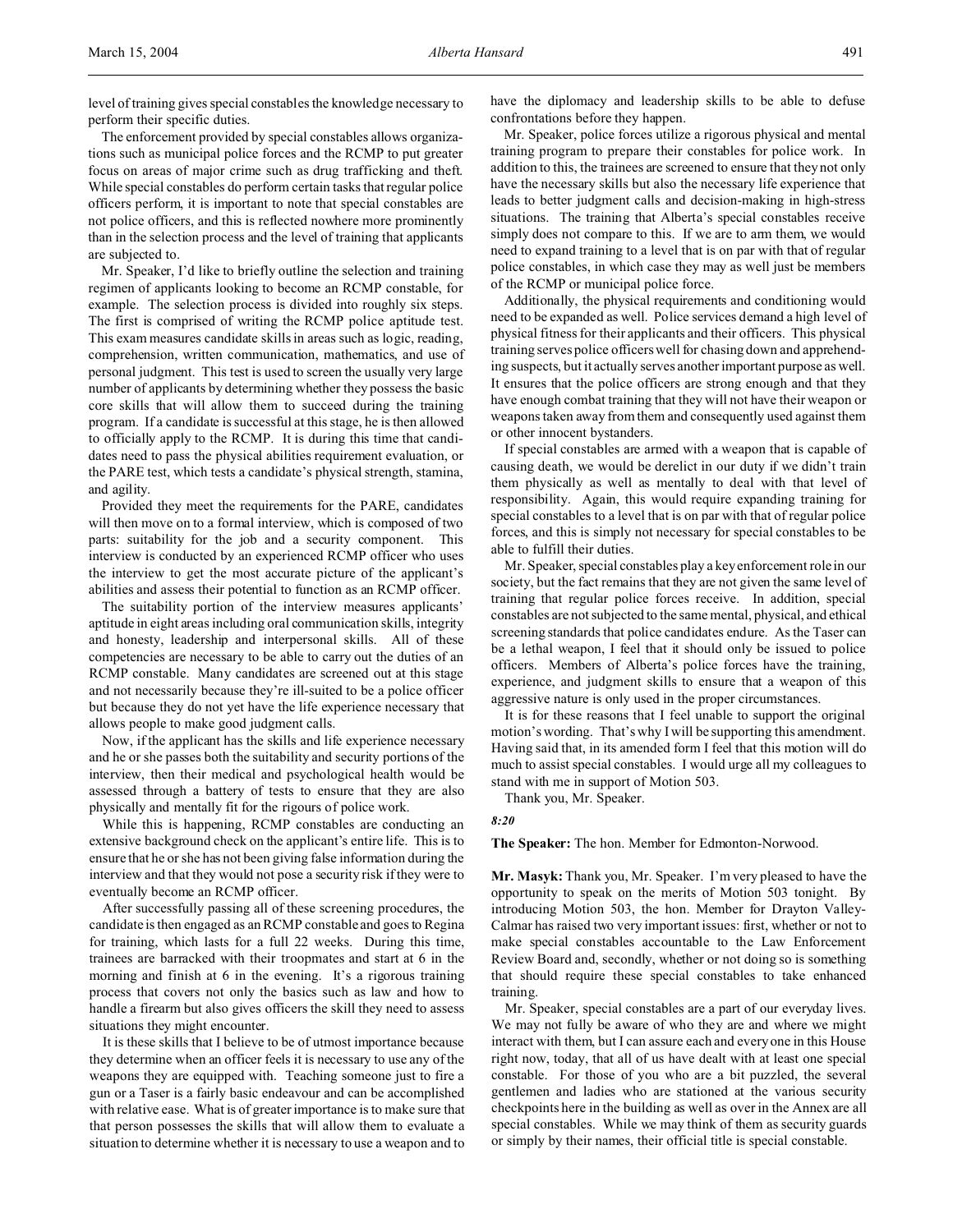level of training gives special constables the knowledge necessary to perform their specific duties.

The enforcement provided by special constables allows organizations such as municipal police forces and the RCMP to put greater focus on areas of major crime such as drug trafficking and theft. While special constables do perform certain tasks that regular police officers perform, it is important to note that special constables are not police officers, and this is reflected nowhere more prominently than in the selection process and the level of training that applicants are subjected to.

Mr. Speaker, I'd like to briefly outline the selection and training regimen of applicants looking to become an RCMP constable, for example. The selection process is divided into roughly six steps. The first is comprised of writing the RCMP police aptitude test. This exam measures candidate skills in areas such as logic, reading, comprehension, written communication, mathematics, and use of personal judgment. This test is used to screen the usually very large number of applicants by determining whether they possess the basic core skills that will allow them to succeed during the training program. If a candidate is successful at this stage, he is then allowed to officially apply to the RCMP. It is during this time that candidates need to pass the physical abilities requirement evaluation, or the PARE test, which tests a candidate's physical strength, stamina, and agility.

Provided they meet the requirements for the PARE, candidates will then move on to a formal interview, which is composed of two parts: suitability for the job and a security component. This interview is conducted by an experienced RCMP officer who uses the interview to get the most accurate picture of the applicant's abilities and assess their potential to function as an RCMP officer.

The suitability portion of the interview measures applicants' aptitude in eight areas including oral communication skills, integrity and honesty, leadership and interpersonal skills. All of these competencies are necessary to be able to carry out the duties of an RCMP constable. Many candidates are screened out at this stage and not necessarily because they're ill-suited to be a police officer but because they do not yet have the life experience necessary that allows people to make good judgment calls.

Now, if the applicant has the skills and life experience necessary and he or she passes both the suitability and security portions of the interview, then their medical and psychological health would be assessed through a battery of tests to ensure that they are also physically and mentally fit for the rigours of police work.

While this is happening, RCMP constables are conducting an extensive background check on the applicant's entire life. This is to ensure that he or she has not been giving false information during the interview and that they would not pose a security risk if they were to eventually become an RCMP officer.

After successfully passing all of these screening procedures, the candidate is then engaged as an RCMP constable and goes to Regina for training, which lasts for a full 22 weeks. During this time, trainees are barracked with their troopmates and start at 6 in the morning and finish at 6 in the evening. It's a rigorous training process that covers not only the basics such as law and how to handle a firearm but also gives officers the skill they need to assess situations they might encounter.

It is these skills that I believe to be of utmost importance because they determine when an officer feels it is necessary to use any of the weapons they are equipped with. Teaching someone just to fire a gun or a Taser is a fairly basic endeavour and can be accomplished with relative ease. What is of greater importance is to make sure that that person possesses the skills that will allow them to evaluate a situation to determine whether it is necessary to use a weapon and to have the diplomacy and leadership skills to be able to defuse confrontations before they happen.

Mr. Speaker, police forces utilize a rigorous physical and mental training program to prepare their constables for police work. In addition to this, the trainees are screened to ensure that they not only have the necessary skills but also the necessary life experience that leads to better judgment calls and decision-making in high-stress situations. The training that Alberta's special constables receive simply does not compare to this. If we are to arm them, we would need to expand training to a level that is on par with that of regular police constables, in which case they may as well just be members of the RCMP or municipal police force.

Additionally, the physical requirements and conditioning would need to be expanded as well. Police services demand a high level of physical fitness for their applicants and their officers. This physical training serves police officers well for chasing down and apprehending suspects, but it actually serves another important purpose as well. It ensures that the police officers are strong enough and that they have enough combat training that they will not have their weapon or weapons taken away from them and consequently used against them or other innocent bystanders.

If special constables are armed with a weapon that is capable of causing death, we would be derelict in our duty if we didn't train them physically as well as mentally to deal with that level of responsibility. Again, this would require expanding training for special constables to a level that is on par with that of regular police forces, and this is simply not necessary for special constables to be able to fulfill their duties.

Mr. Speaker, special constables play a key enforcement role in our society, but the fact remains that they are not given the same level of training that regular police forces receive. In addition, special constables are not subjected to the same mental, physical, and ethical screening standards that police candidates endure. As the Taser can be a lethal weapon, I feel that it should only be issued to police officers. Members of Alberta's police forces have the training, experience, and judgment skills to ensure that a weapon of this aggressive nature is only used in the proper circumstances.

It is for these reasons that I feel unable to support the original motion's wording. That's why I will be supporting this amendment. Having said that, in its amended form I feel that this motion will do much to assist special constables. I would urge all my colleagues to stand with me in support of Motion 503.

Thank you, Mr. Speaker.

*8:20*

**The Speaker:** The hon. Member for Edmonton-Norwood.

**Mr. Masyk:** Thank you, Mr. Speaker. I'm very pleased to have the opportunity to speak on the merits of Motion 503 tonight. By introducing Motion 503, the hon. Member for Drayton Valley-Calmar has raised two very important issues: first, whether or not to make special constables accountable to the Law Enforcement Review Board and, secondly, whether or not doing so is something that should require these special constables to take enhanced training.

Mr. Speaker, special constables are a part of our everyday lives. We may not fully be aware of who they are and where we might interact with them, but I can assure each and every one in this House right now, today, that all of us have dealt with at least one special constable. For those of you who are a bit puzzled, the several gentlemen and ladies who are stationed at the various security checkpoints here in the building as well as over in the Annex are all special constables. While we may think of them as security guards or simply by their names, their official title is special constable.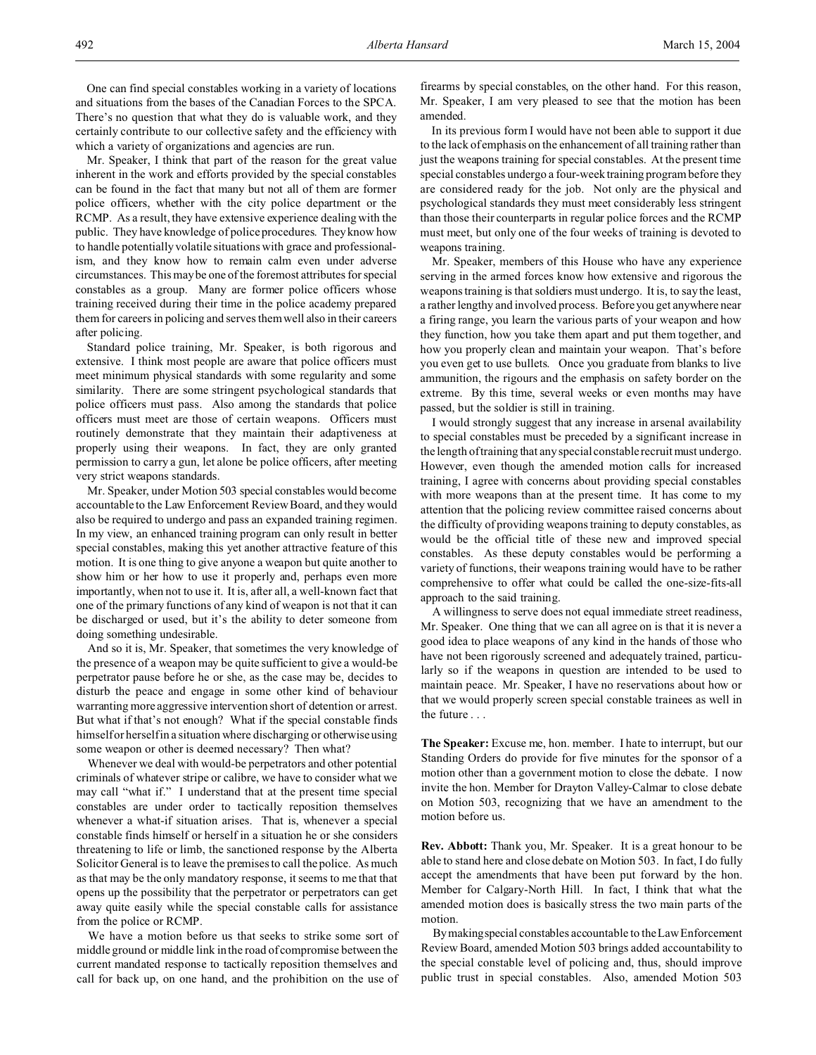One can find special constables working in a variety of locations and situations from the bases of the Canadian Forces to the SPCA. There's no question that what they do is valuable work, and they certainly contribute to our collective safety and the efficiency with which a variety of organizations and agencies are run.

Mr. Speaker, I think that part of the reason for the great value inherent in the work and efforts provided by the special constables can be found in the fact that many but not all of them are former police officers, whether with the city police department or the RCMP. As a result, they have extensive experience dealing with the public. They have knowledge of police procedures. They know how to handle potentially volatile situations with grace and professionalism, and they know how to remain calm even under adverse circumstances. This may be one of the foremost attributes for special constables as a group. Many are former police officers whose training received during their time in the police academy prepared them for careers in policing and serves them well also in their careers after policing.

Standard police training, Mr. Speaker, is both rigorous and extensive. I think most people are aware that police officers must meet minimum physical standards with some regularity and some similarity. There are some stringent psychological standards that police officers must pass. Also among the standards that police officers must meet are those of certain weapons. Officers must routinely demonstrate that they maintain their adaptiveness at properly using their weapons. In fact, they are only granted permission to carry a gun, let alone be police officers, after meeting very strict weapons standards.

Mr. Speaker, under Motion 503 special constables would become accountable to the Law Enforcement Review Board, and they would also be required to undergo and pass an expanded training regimen. In my view, an enhanced training program can only result in better special constables, making this yet another attractive feature of this motion. It is one thing to give anyone a weapon but quite another to show him or her how to use it properly and, perhaps even more importantly, when not to use it. It is, after all, a well-known fact that one of the primary functions of any kind of weapon is not that it can be discharged or used, but it's the ability to deter someone from doing something undesirable.

And so it is, Mr. Speaker, that sometimes the very knowledge of the presence of a weapon may be quite sufficient to give a would-be perpetrator pause before he or she, as the case may be, decides to disturb the peace and engage in some other kind of behaviour warranting more aggressive intervention short of detention or arrest. But what if that's not enough? What if the special constable finds himself or herself in a situation where discharging or otherwise using some weapon or other is deemed necessary? Then what?

Whenever we deal with would-be perpetrators and other potential criminals of whatever stripe or calibre, we have to consider what we may call "what if." I understand that at the present time special constables are under order to tactically reposition themselves whenever a what-if situation arises. That is, whenever a special constable finds himself or herself in a situation he or she considers threatening to life or limb, the sanctioned response by the Alberta Solicitor General is to leave the premises to call the police. As much as that may be the only mandatory response, it seems to me that that opens up the possibility that the perpetrator or perpetrators can get away quite easily while the special constable calls for assistance from the police or RCMP.

We have a motion before us that seeks to strike some sort of middle ground or middle link in the road of compromise between the current mandated response to tactically reposition themselves and call for back up, on one hand, and the prohibition on the use of firearms by special constables, on the other hand. For this reason, Mr. Speaker, I am very pleased to see that the motion has been amended.

In its previous form I would have not been able to support it due to the lack of emphasis on the enhancement of all training rather than just the weapons training for special constables. At the present time special constables undergo a four-week training program before they are considered ready for the job. Not only are the physical and psychological standards they must meet considerably less stringent than those their counterparts in regular police forces and the RCMP must meet, but only one of the four weeks of training is devoted to weapons training.

Mr. Speaker, members of this House who have any experience serving in the armed forces know how extensive and rigorous the weapons training is that soldiers must undergo. It is, to say the least, a rather lengthy and involved process. Before you get anywhere near a firing range, you learn the various parts of your weapon and how they function, how you take them apart and put them together, and how you properly clean and maintain your weapon. That's before you even get to use bullets. Once you graduate from blanks to live ammunition, the rigours and the emphasis on safety border on the extreme. By this time, several weeks or even months may have passed, but the soldier is still in training.

I would strongly suggest that any increase in arsenal availability to special constables must be preceded by a significant increase in the length of training that any special constable recruit must undergo. However, even though the amended motion calls for increased training, I agree with concerns about providing special constables with more weapons than at the present time. It has come to my attention that the policing review committee raised concerns about the difficulty of providing weapons training to deputy constables, as would be the official title of these new and improved special constables. As these deputy constables would be performing a variety of functions, their weapons training would have to be rather comprehensive to offer what could be called the one-size-fits-all approach to the said training.

A willingness to serve does not equal immediate street readiness, Mr. Speaker. One thing that we can all agree on is that it is never a good idea to place weapons of any kind in the hands of those who have not been rigorously screened and adequately trained, particularly so if the weapons in question are intended to be used to maintain peace. Mr. Speaker, I have no reservations about how or that we would properly screen special constable trainees as well in the future . . .

**The Speaker:** Excuse me, hon. member. I hate to interrupt, but our Standing Orders do provide for five minutes for the sponsor of a motion other than a government motion to close the debate. I now invite the hon. Member for Drayton Valley-Calmar to close debate on Motion 503, recognizing that we have an amendment to the motion before us.

**Rev. Abbott:** Thank you, Mr. Speaker. It is a great honour to be able to stand here and close debate on Motion 503. In fact, I do fully accept the amendments that have been put forward by the hon. Member for Calgary-North Hill. In fact, I think that what the amended motion does is basically stress the two main parts of the motion.

By making special constables accountable to the Law Enforcement Review Board, amended Motion 503 brings added accountability to the special constable level of policing and, thus, should improve public trust in special constables. Also, amended Motion 503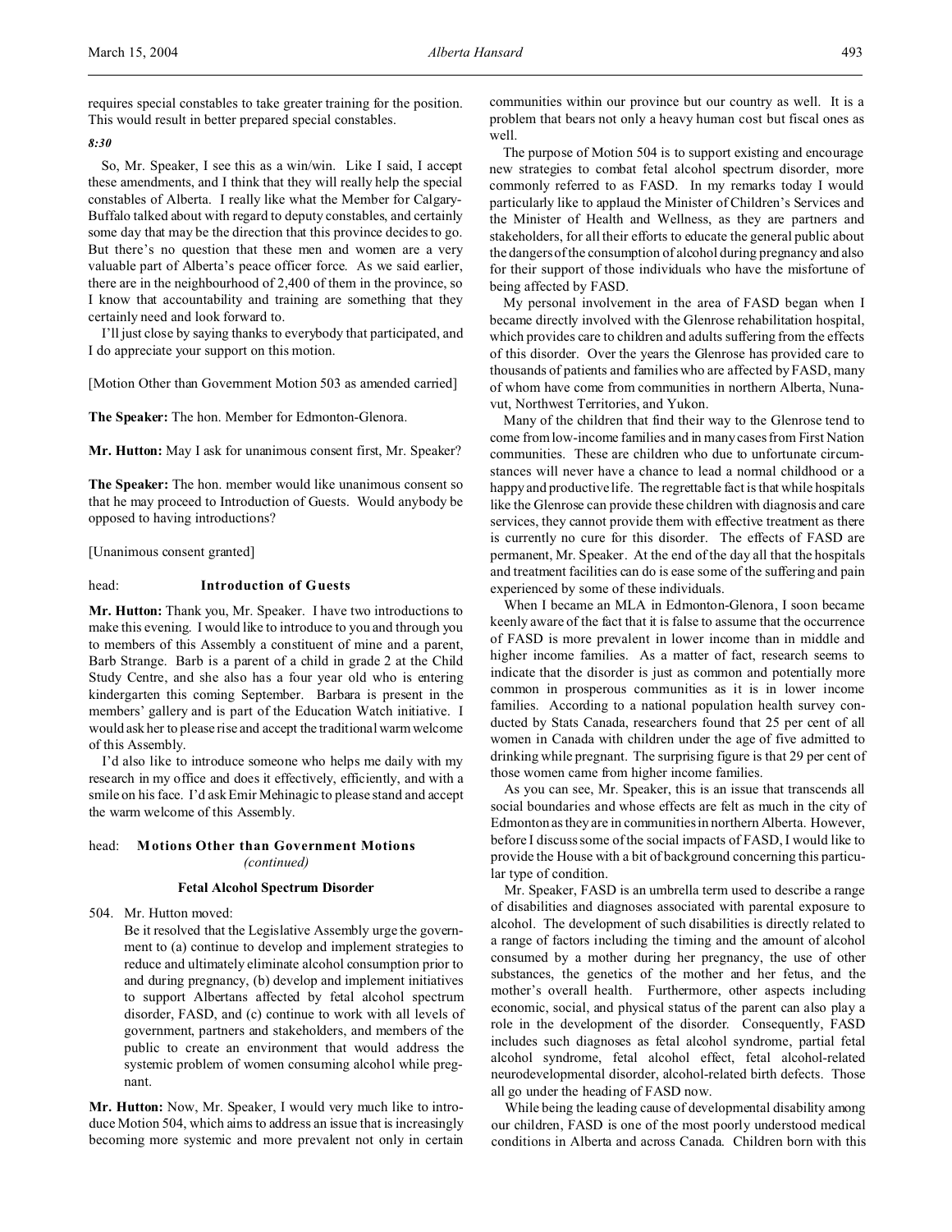requires special constables to take greater training for the position. This would result in better prepared special constables.

*8:30*

So, Mr. Speaker, I see this as a win/win. Like I said, I accept these amendments, and I think that they will really help the special constables of Alberta. I really like what the Member for Calgary-Buffalo talked about with regard to deputy constables, and certainly some day that may be the direction that this province decides to go. But there's no question that these men and women are a very valuable part of Alberta's peace officer force. As we said earlier, there are in the neighbourhood of 2,400 of them in the province, so I know that accountability and training are something that they certainly need and look forward to.

I'll just close by saying thanks to everybody that participated, and I do appreciate your support on this motion.

[Motion Other than Government Motion 503 as amended carried]

**The Speaker:** The hon. Member for Edmonton-Glenora.

**Mr. Hutton:** May I ask for unanimous consent first, Mr. Speaker?

**The Speaker:** The hon. member would like unanimous consent so that he may proceed to Introduction of Guests. Would anybody be opposed to having introductions?

[Unanimous consent granted]

head: **Introduction of Guests**

**Mr. Hutton:** Thank you, Mr. Speaker. I have two introductions to make this evening. I would like to introduce to you and through you to members of this Assembly a constituent of mine and a parent, Barb Strange. Barb is a parent of a child in grade 2 at the Child Study Centre, and she also has a four year old who is entering kindergarten this coming September. Barbara is present in the members' gallery and is part of the Education Watch initiative. I would ask her to please rise and accept the traditional warm welcome of this Assembly.

I'd also like to introduce someone who helps me daily with my research in my office and does it effectively, efficiently, and with a smile on his face. I'd ask Emir Mehinagic to please stand and accept the warm welcome of this Assembly.

head: **Motions Other than Government Motions**
*(continued)*

**Fetal Alcohol Spectrum Disorder**

504. Mr. Hutton moved:

Be it resolved that the Legislative Assembly urge the government to (a) continue to develop and implement strategies to reduce and ultimately eliminate alcohol consumption prior to and during pregnancy, (b) develop and implement initiatives to support Albertans affected by fetal alcohol spectrum disorder, FASD, and (c) continue to work with all levels of government, partners and stakeholders, and members of the public to create an environment that would address the systemic problem of women consuming alcohol while pregnant.

**Mr. Hutton:** Now, Mr. Speaker, I would very much like to introduce Motion 504, which aims to address an issue that is increasingly becoming more systemic and more prevalent not only in certain communities within our province but our country as well. It is a problem that bears not only a heavy human cost but fiscal ones as well.

The purpose of Motion 504 is to support existing and encourage new strategies to combat fetal alcohol spectrum disorder, more commonly referred to as FASD. In my remarks today I would particularly like to applaud the Minister of Children's Services and the Minister of Health and Wellness, as they are partners and stakeholders, for all their efforts to educate the general public about the dangers of the consumption of alcohol during pregnancy and also for their support of those individuals who have the misfortune of being affected by FASD.

My personal involvement in the area of FASD began when I became directly involved with the Glenrose rehabilitation hospital, which provides care to children and adults suffering from the effects of this disorder. Over the years the Glenrose has provided care to thousands of patients and families who are affected by FASD, many of whom have come from communities in northern Alberta, Nunavut, Northwest Territories, and Yukon.

Many of the children that find their way to the Glenrose tend to come from low-income families and in many cases from First Nation communities. These are children who due to unfortunate circumstances will never have a chance to lead a normal childhood or a happy and productive life. The regrettable fact is that while hospitals like the Glenrose can provide these children with diagnosis and care services, they cannot provide them with effective treatment as there is currently no cure for this disorder. The effects of FASD are permanent, Mr. Speaker. At the end of the day all that the hospitals and treatment facilities can do is ease some of the suffering and pain experienced by some of these individuals.

When I became an MLA in Edmonton-Glenora, I soon became keenly aware of the fact that it is false to assume that the occurrence of FASD is more prevalent in lower income than in middle and higher income families. As a matter of fact, research seems to indicate that the disorder is just as common and potentially more common in prosperous communities as it is in lower income families. According to a national population health survey conducted by Stats Canada, researchers found that 25 per cent of all women in Canada with children under the age of five admitted to drinking while pregnant. The surprising figure is that 29 per cent of those women came from higher income families.

As you can see, Mr. Speaker, this is an issue that transcends all social boundaries and whose effects are felt as much in the city of Edmonton as they are in communities in northern Alberta. However, before I discuss some of the social impacts of FASD, I would like to provide the House with a bit of background concerning this particular type of condition.

Mr. Speaker, FASD is an umbrella term used to describe a range of disabilities and diagnoses associated with parental exposure to alcohol. The development of such disabilities is directly related to a range of factors including the timing and the amount of alcohol consumed by a mother during her pregnancy, the use of other substances, the genetics of the mother and her fetus, and the mother's overall health. Furthermore, other aspects including economic, social, and physical status of the parent can also play a role in the development of the disorder. Consequently, FASD includes such diagnoses as fetal alcohol syndrome, partial fetal alcohol syndrome, fetal alcohol effect, fetal alcohol-related neurodevelopmental disorder, alcohol-related birth defects. Those all go under the heading of FASD now.

While being the leading cause of developmental disability among our children, FASD is one of the most poorly understood medical conditions in Alberta and across Canada. Children born with this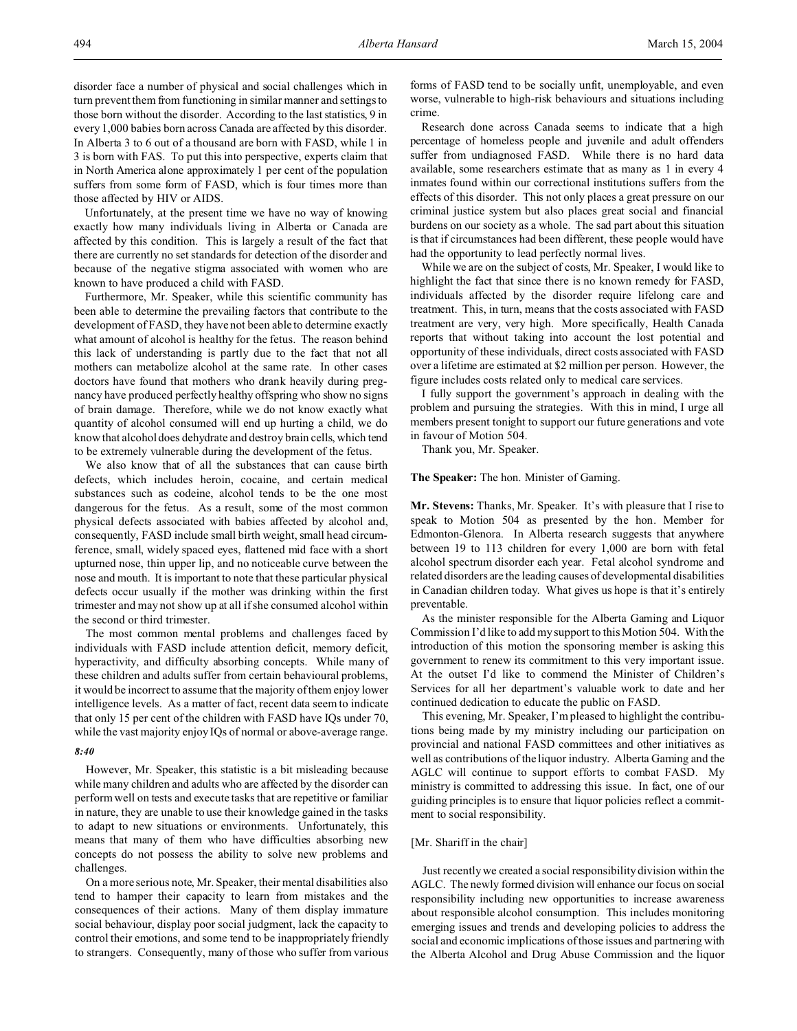disorder face a number of physical and social challenges which in turn prevent them from functioning in similar manner and settings to those born without the disorder. According to the last statistics, 9 in every 1,000 babies born across Canada are affected by this disorder. In Alberta 3 to 6 out of a thousand are born with FASD, while 1 in 3 is born with FAS. To put this into perspective, experts claim that in North America alone approximately 1 per cent of the population suffers from some form of FASD, which is four times more than those affected by HIV or AIDS.

Unfortunately, at the present time we have no way of knowing exactly how many individuals living in Alberta or Canada are affected by this condition. This is largely a result of the fact that there are currently no set standards for detection of the disorder and because of the negative stigma associated with women who are known to have produced a child with FASD.

Furthermore, Mr. Speaker, while this scientific community has been able to determine the prevailing factors that contribute to the development of FASD, they have not been able to determine exactly what amount of alcohol is healthy for the fetus. The reason behind this lack of understanding is partly due to the fact that not all mothers can metabolize alcohol at the same rate. In other cases doctors have found that mothers who drank heavily during pregnancy have produced perfectly healthy offspring who show no signs of brain damage. Therefore, while we do not know exactly what quantity of alcohol consumed will end up hurting a child, we do know that alcohol does dehydrate and destroy brain cells, which tend to be extremely vulnerable during the development of the fetus.

We also know that of all the substances that can cause birth defects, which includes heroin, cocaine, and certain medical substances such as codeine, alcohol tends to be the one most dangerous for the fetus. As a result, some of the most common physical defects associated with babies affected by alcohol and, consequently, FASD include small birth weight, small head circumference, small, widely spaced eyes, flattened mid face with a short upturned nose, thin upper lip, and no noticeable curve between the nose and mouth. It is important to note that these particular physical defects occur usually if the mother was drinking within the first trimester and may not show up at all if she consumed alcohol within the second or third trimester.

The most common mental problems and challenges faced by individuals with FASD include attention deficit, memory deficit, hyperactivity, and difficulty absorbing concepts. While many of these children and adults suffer from certain behavioural problems, it would be incorrect to assume that the majority of them enjoy lower intelligence levels. As a matter of fact, recent data seem to indicate that only 15 per cent of the children with FASD have IQs under 70, while the vast majority enjoy IQs of normal or above-average range.

*8:40*

However, Mr. Speaker, this statistic is a bit misleading because while many children and adults who are affected by the disorder can perform well on tests and execute tasks that are repetitive or familiar in nature, they are unable to use their knowledge gained in the tasks to adapt to new situations or environments. Unfortunately, this means that many of them who have difficulties absorbing new concepts do not possess the ability to solve new problems and challenges.

On a more serious note, Mr. Speaker, their mental disabilities also tend to hamper their capacity to learn from mistakes and the consequences of their actions. Many of them display immature social behaviour, display poor social judgment, lack the capacity to control their emotions, and some tend to be inappropriately friendly to strangers. Consequently, many of those who suffer from various forms of FASD tend to be socially unfit, unemployable, and even worse, vulnerable to high-risk behaviours and situations including crime.

Research done across Canada seems to indicate that a high percentage of homeless people and juvenile and adult offenders suffer from undiagnosed FASD. While there is no hard data available, some researchers estimate that as many as 1 in every 4 inmates found within our correctional institutions suffers from the effects of this disorder. This not only places a great pressure on our criminal justice system but also places great social and financial burdens on our society as a whole. The sad part about this situation is that if circumstances had been different, these people would have had the opportunity to lead perfectly normal lives.

While we are on the subject of costs, Mr. Speaker, I would like to highlight the fact that since there is no known remedy for FASD, individuals affected by the disorder require lifelong care and treatment. This, in turn, means that the costs associated with FASD treatment are very, very high. More specifically, Health Canada reports that without taking into account the lost potential and opportunity of these individuals, direct costs associated with FASD over a lifetime are estimated at $2 million per person. However, the figure includes costs related only to medical care services.

I fully support the government's approach in dealing with the problem and pursuing the strategies. With this in mind, I urge all members present tonight to support our future generations and vote in favour of Motion 504.

Thank you, Mr. Speaker.

**The Speaker:** The hon. Minister of Gaming.

**Mr. Stevens:** Thanks, Mr. Speaker. It's with pleasure that I rise to speak to Motion 504 as presented by the hon. Member for Edmonton-Glenora. In Alberta research suggests that anywhere between 19 to 113 children for every 1,000 are born with fetal alcohol spectrum disorder each year. Fetal alcohol syndrome and related disorders are the leading causes of developmental disabilities in Canadian children today. What gives us hope is that it's entirely preventable.

As the minister responsible for the Alberta Gaming and Liquor Commission I'd like to add my support to this Motion 504. With the introduction of this motion the sponsoring member is asking this government to renew its commitment to this very important issue. At the outset I'd like to commend the Minister of Children's Services for all her department's valuable work to date and her continued dedication to educate the public on FASD.

This evening, Mr. Speaker, I'm pleased to highlight the contributions being made by my ministry including our participation on provincial and national FASD committees and other initiatives as well as contributions of the liquor industry. Alberta Gaming and the AGLC will continue to support efforts to combat FASD. My ministry is committed to addressing this issue. In fact, one of our guiding principles is to ensure that liquor policies reflect a commitment to social responsibility.

[Mr. Shariff in the chair]

Just recently we created a social responsibility division within the AGLC. The newly formed division will enhance our focus on social responsibility including new opportunities to increase awareness about responsible alcohol consumption. This includes monitoring emerging issues and trends and developing policies to address the social and economic implications of those issues and partnering with the Alberta Alcohol and Drug Abuse Commission and the liquor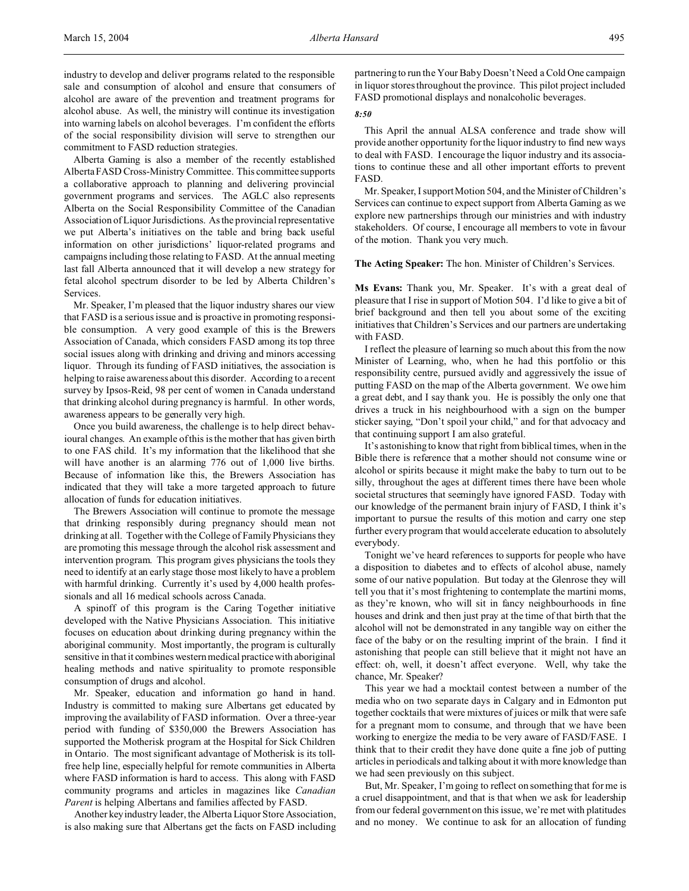industry to develop and deliver programs related to the responsible sale and consumption of alcohol and ensure that consumers of alcohol are aware of the prevention and treatment programs for alcohol abuse. As well, the ministry will continue its investigation into warning labels on alcohol beverages. I'm confident the efforts of the social responsibility division will serve to strengthen our commitment to FASD reduction strategies.

Alberta Gaming is also a member of the recently established Alberta FASD Cross-Ministry Committee. This committee supports a collaborative approach to planning and delivering provincial government programs and services. The AGLC also represents Alberta on the Social Responsibility Committee of the Canadian Association of Liquor Jurisdictions. As the provincial representative we put Alberta's initiatives on the table and bring back useful information on other jurisdictions' liquor-related programs and campaigns including those relating to FASD. At the annual meeting last fall Alberta announced that it will develop a new strategy for fetal alcohol spectrum disorder to be led by Alberta Children's Services.

Mr. Speaker, I'm pleased that the liquor industry shares our view that FASD is a serious issue and is proactive in promoting responsible consumption. A very good example of this is the Brewers Association of Canada, which considers FASD among its top three social issues along with drinking and driving and minors accessing liquor. Through its funding of FASD initiatives, the association is helping to raise awareness about this disorder. According to a recent survey by Ipsos-Reid, 98 per cent of women in Canada understand that drinking alcohol during pregnancy is harmful. In other words, awareness appears to be generally very high.

Once you build awareness, the challenge is to help direct behavioural changes. An example of this is the mother that has given birth to one FAS child. It's my information that the likelihood that she will have another is an alarming 776 out of 1,000 live births. Because of information like this, the Brewers Association has indicated that they will take a more targeted approach to future allocation of funds for education initiatives.

The Brewers Association will continue to promote the message that drinking responsibly during pregnancy should mean not drinking at all. Together with the College of Family Physicians they are promoting this message through the alcohol risk assessment and intervention program. This program gives physicians the tools they need to identify at an early stage those most likely to have a problem with harmful drinking. Currently it's used by 4,000 health professionals and all 16 medical schools across Canada.

A spinoff of this program is the Caring Together initiative developed with the Native Physicians Association. This initiative focuses on education about drinking during pregnancy within the aboriginal community. Most importantly, the program is culturally sensitive in that it combines western medical practice with aboriginal healing methods and native spirituality to promote responsible consumption of drugs and alcohol.

Mr. Speaker, education and information go hand in hand. Industry is committed to making sure Albertans get educated by improving the availability of FASD information. Over a three-year period with funding of $350,000 the Brewers Association has supported the Motherisk program at the Hospital for Sick Children in Ontario. The most significant advantage of Motherisk is its toll-free help line, especially helpful for remote communities in Alberta where FASD information is hard to access. This along with FASD community programs and articles in magazines like *Canadian Parent* is helping Albertans and families affected by FASD.

Another key industry leader, the Alberta Liquor Store Association, is also making sure that Albertans get the facts on FASD including partnering to run the Your Baby Doesn't Need a Cold One campaign in liquor stores throughout the province. This pilot project included FASD promotional displays and nonalcoholic beverages.

*8:50*

This April the annual ALSA conference and trade show will provide another opportunity for the liquor industry to find new ways to deal with FASD. I encourage the liquor industry and its associations to continue these and all other important efforts to prevent FASD.

Mr. Speaker, I support Motion 504, and the Minister of Children's Services can continue to expect support from Alberta Gaming as we explore new partnerships through our ministries and with industry stakeholders. Of course, I encourage all members to vote in favour of the motion. Thank you very much.

**The Acting Speaker:** The hon. Minister of Children's Services.

**Ms Evans:** Thank you, Mr. Speaker. It's with a great deal of pleasure that I rise in support of Motion 504. I'd like to give a bit of brief background and then tell you about some of the exciting initiatives that Children's Services and our partners are undertaking with FASD.

I reflect the pleasure of learning so much about this from the now Minister of Learning, who, when he had this portfolio or this responsibility centre, pursued avidly and aggressively the issue of putting FASD on the map of the Alberta government. We owe him a great debt, and I say thank you. He is possibly the only one that drives a truck in his neighbourhood with a sign on the bumper sticker saying, "Don't spoil your child," and for that advocacy and that continuing support I am also grateful.

It's astonishing to know that right from biblical times, when in the Bible there is reference that a mother should not consume wine or alcohol or spirits because it might make the baby to turn out to be silly, throughout the ages at different times there have been whole societal structures that seemingly have ignored FASD. Today with our knowledge of the permanent brain injury of FASD, I think it's important to pursue the results of this motion and carry one step further every program that would accelerate education to absolutely everybody.

Tonight we've heard references to supports for people who have a disposition to diabetes and to effects of alcohol abuse, namely some of our native population. But today at the Glenrose they will tell you that it's most frightening to contemplate the martini moms, as they're known, who will sit in fancy neighbourhoods in fine houses and drink and then just pray at the time of that birth that the alcohol will not be demonstrated in any tangible way on either the face of the baby or on the resulting imprint of the brain. I find it astonishing that people can still believe that it might not have an effect: oh, well, it doesn't affect everyone. Well, why take the chance, Mr. Speaker?

This year we had a mocktail contest between a number of the media who on two separate days in Calgary and in Edmonton put together cocktails that were mixtures of juices or milk that were safe for a pregnant mom to consume, and through that we have been working to energize the media to be very aware of FASD/FASE. I think that to their credit they have done quite a fine job of putting articles in periodicals and talking about it with more knowledge than we had seen previously on this subject.

But, Mr. Speaker, I'm going to reflect on something that for me is a cruel disappointment, and that is that when we ask for leadership from our federal government on this issue, we're met with platitudes and no money. We continue to ask for an allocation of funding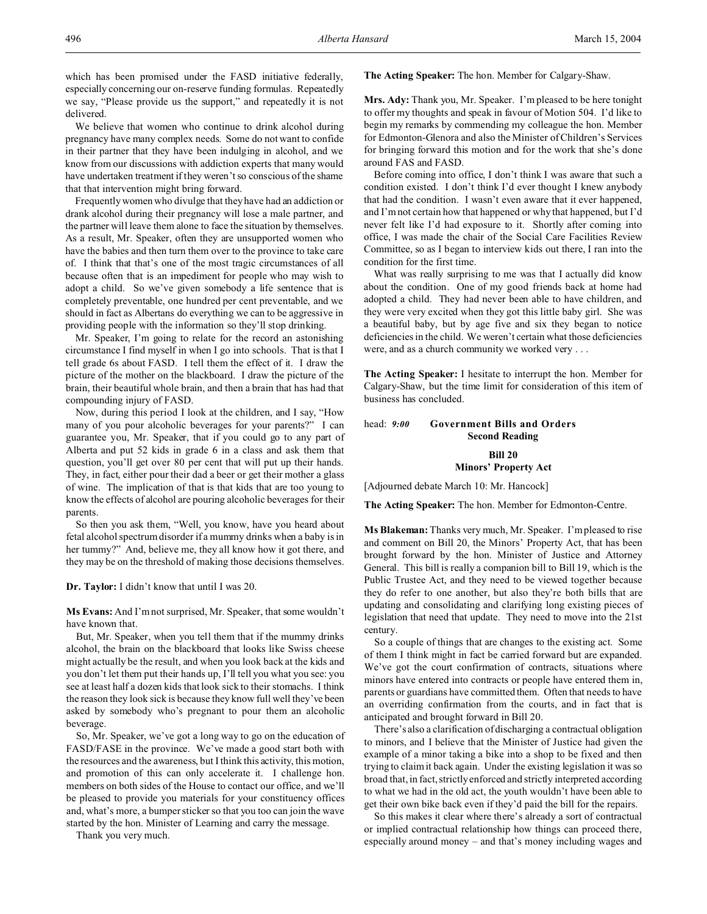which has been promised under the FASD initiative federally, especially concerning our on-reserve funding formulas. Repeatedly we say, "Please provide us the support," and repeatedly it is not delivered.

We believe that women who continue to drink alcohol during pregnancy have many complex needs. Some do not want to confide in their partner that they have been indulging in alcohol, and we know from our discussions with addiction experts that many would have undertaken treatment if they weren't so conscious of the shame that that intervention might bring forward.

Frequently women who divulge that they have had an addiction or drank alcohol during their pregnancy will lose a male partner, and the partner will leave them alone to face the situation by themselves. As a result, Mr. Speaker, often they are unsupported women who have the babies and then turn them over to the province to take care of. I think that that's one of the most tragic circumstances of all because often that is an impediment for people who may wish to adopt a child. So we've given somebody a life sentence that is completely preventable, one hundred per cent preventable, and we should in fact as Albertans do everything we can to be aggressive in providing people with the information so they'll stop drinking.

Mr. Speaker, I'm going to relate for the record an astonishing circumstance I find myself in when I go into schools. That is that I tell grade 6s about FASD. I tell them the effect of it. I draw the picture of the mother on the blackboard. I draw the picture of the brain, their beautiful whole brain, and then a brain that has had that compounding injury of FASD.

Now, during this period I look at the children, and I say, "How many of you pour alcoholic beverages for your parents?" I can guarantee you, Mr. Speaker, that if you could go to any part of Alberta and put 52 kids in grade 6 in a class and ask them that question, you'll get over 80 per cent that will put up their hands. They, in fact, either pour their dad a beer or get their mother a glass of wine. The implication of that is that kids that are too young to know the effects of alcohol are pouring alcoholic beverages for their parents.

So then you ask them, "Well, you know, have you heard about fetal alcohol spectrum disorder if a mummy drinks when a baby is in her tummy?" And, believe me, they all know how it got there, and they may be on the threshold of making those decisions themselves.

**Dr. Taylor:** I didn't know that until I was 20.

**Ms Evans:** And I'm not surprised, Mr. Speaker, that some wouldn't have known that.

But, Mr. Speaker, when you tell them that if the mummy drinks alcohol, the brain on the blackboard that looks like Swiss cheese might actually be the result, and when you look back at the kids and you don't let them put their hands up, I'll tell you what you see: you see at least half a dozen kids that look sick to their stomachs. I think the reason they look sick is because they know full well they've been asked by somebody who's pregnant to pour them an alcoholic beverage.

So, Mr. Speaker, we've got a long way to go on the education of FASD/FASE in the province. We've made a good start both with the resources and the awareness, but I think this activity, this motion, and promotion of this can only accelerate it. I challenge hon. members on both sides of the House to contact our office, and we'll be pleased to provide you materials for your constituency offices and, what's more, a bumper sticker so that you too can join the wave started by the hon. Minister of Learning and carry the message.

Thank you very much.

**The Acting Speaker:** The hon. Member for Calgary-Shaw.

**Mrs. Ady:** Thank you, Mr. Speaker. I'm pleased to be here tonight to offer my thoughts and speak in favour of Motion 504. I'd like to begin my remarks by commending my colleague the hon. Member for Edmonton-Glenora and also the Minister of Children's Services for bringing forward this motion and for the work that she's done around FAS and FASD.

Before coming into office, I don't think I was aware that such a condition existed. I don't think I'd ever thought I knew anybody that had the condition. I wasn't even aware that it ever happened, and I'm not certain how that happened or why that happened, but I'd never felt like I'd had exposure to it. Shortly after coming into office, I was made the chair of the Social Care Facilities Review Committee, so as I began to interview kids out there, I ran into the condition for the first time.

What was really surprising to me was that I actually did know about the condition. One of my good friends back at home had adopted a child. They had never been able to have children, and they were very excited when they got this little baby girl. She was a beautiful baby, but by age five and six they began to notice deficiencies in the child. We weren't certain what those deficiencies were, and as a church community we worked very . . .

**The Acting Speaker:** I hesitate to interrupt the hon. Member for Calgary-Shaw, but the time limit for consideration of this item of business has concluded.

head: *9:00* **Government Bills and Orders**
**Second Reading**

### Bill 20
### Minors' Property Act

[Adjourned debate March 10: Mr. Hancock]

**The Acting Speaker:** The hon. Member for Edmonton-Centre.

**Ms Blakeman:** Thanks very much, Mr. Speaker. I'm pleased to rise and comment on Bill 20, the Minors' Property Act, that has been brought forward by the hon. Minister of Justice and Attorney General. This bill is really a companion bill to Bill 19, which is the Public Trustee Act, and they need to be viewed together because they do refer to one another, but also they're both bills that are updating and consolidating and clarifying long existing pieces of legislation that need that update. They need to move into the 21st century.

So a couple of things that are changes to the existing act. Some of them I think might in fact be carried forward but are expanded. We've got the court confirmation of contracts, situations where minors have entered into contracts or people have entered them in, parents or guardians have committed them. Often that needs to have an overriding confirmation from the courts, and in fact that is anticipated and brought forward in Bill 20.

There's also a clarification of discharging a contractual obligation to minors, and I believe that the Minister of Justice had given the example of a minor taking a bike into a shop to be fixed and then trying to claim it back again. Under the existing legislation it was so broad that, in fact, strictly enforced and strictly interpreted according to what we had in the old act, the youth wouldn't have been able to get their own bike back even if they'd paid the bill for the repairs.

So this makes it clear where there's already a sort of contractual or implied contractual relationship how things can proceed there, especially around money – and that's money including wages and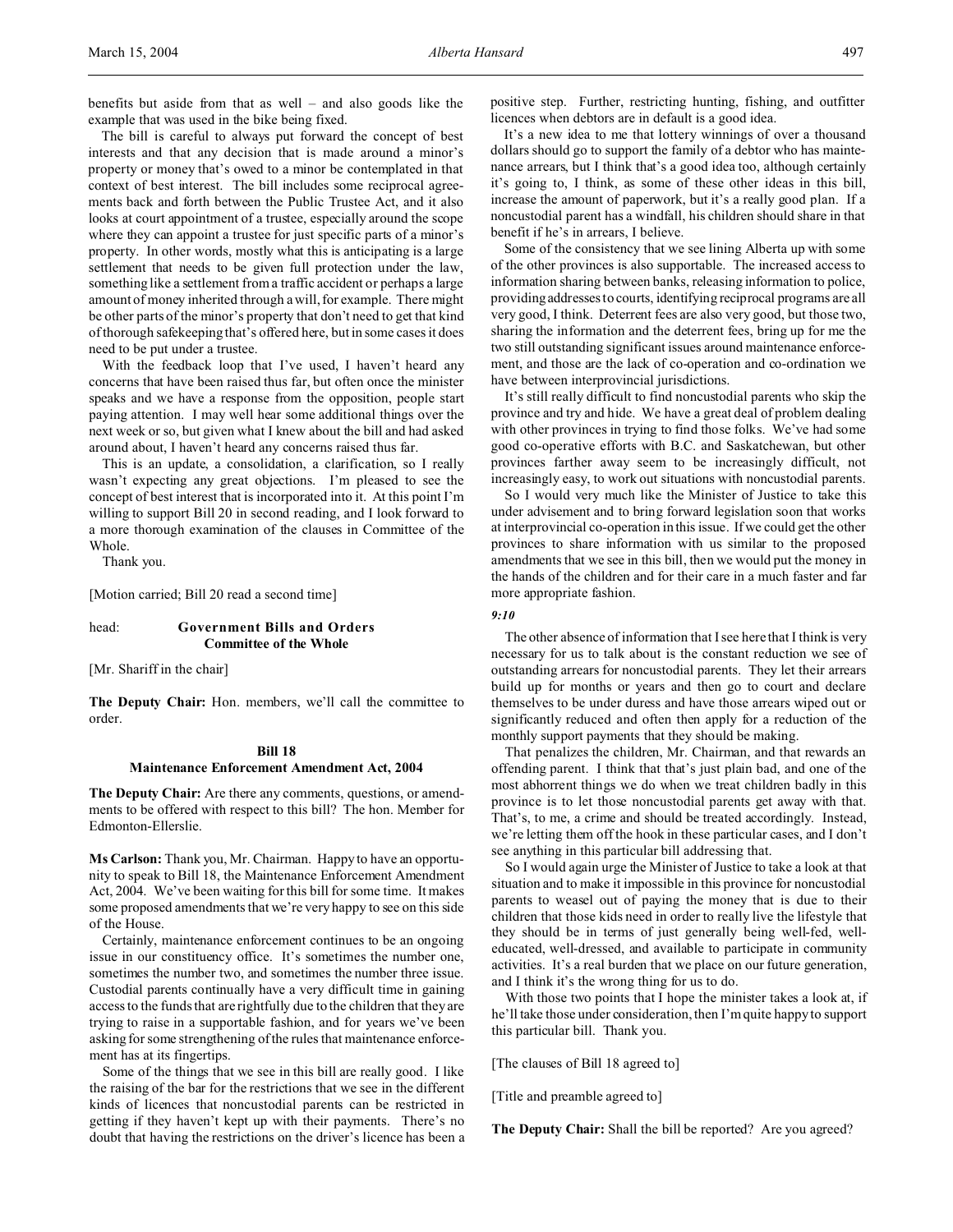benefits but aside from that as well – and also goods like the example that was used in the bike being fixed.

The bill is careful to always put forward the concept of best interests and that any decision that is made around a minor's property or money that's owed to a minor be contemplated in that context of best interest. The bill includes some reciprocal agreements back and forth between the Public Trustee Act, and it also looks at court appointment of a trustee, especially around the scope where they can appoint a trustee for just specific parts of a minor's property. In other words, mostly what this is anticipating is a large settlement that needs to be given full protection under the law, something like a settlement from a traffic accident or perhaps a large amount of money inherited through a will, for example. There might be other parts of the minor's property that don't need to get that kind of thorough safekeeping that's offered here, but in some cases it does need to be put under a trustee.

With the feedback loop that I've used, I haven't heard any concerns that have been raised thus far, but often once the minister speaks and we have a response from the opposition, people start paying attention. I may well hear some additional things over the next week or so, but given what I knew about the bill and had asked around about, I haven't heard any concerns raised thus far.

This is an update, a consolidation, a clarification, so I really wasn't expecting any great objections. I'm pleased to see the concept of best interest that is incorporated into it. At this point I'm willing to support Bill 20 in second reading, and I look forward to a more thorough examination of the clauses in Committee of the Whole.

Thank you.

[Motion carried; Bill 20 read a second time]

head: **Government Bills and Orders**
**Committee of the Whole**

[Mr. Shariff in the chair]

**The Deputy Chair:** Hon. members, we'll call the committee to order.

## Bill 18
## Maintenance Enforcement Amendment Act, 2004

**The Deputy Chair:** Are there any comments, questions, or amendments to be offered with respect to this bill? The hon. Member for Edmonton-Ellerslie.

**Ms Carlson:** Thank you, Mr. Chairman. Happy to have an opportunity to speak to Bill 18, the Maintenance Enforcement Amendment Act, 2004. We've been waiting for this bill for some time. It makes some proposed amendments that we're very happy to see on this side of the House.

Certainly, maintenance enforcement continues to be an ongoing issue in our constituency office. It's sometimes the number one, sometimes the number two, and sometimes the number three issue. Custodial parents continually have a very difficult time in gaining access to the funds that are rightfully due to the children that they are trying to raise in a supportable fashion, and for years we've been asking for some strengthening of the rules that maintenance enforcement has at its fingertips.

Some of the things that we see in this bill are really good. I like the raising of the bar for the restrictions that we see in the different kinds of licences that noncustodial parents can be restricted in getting if they haven't kept up with their payments. There's no doubt that having the restrictions on the driver's licence has been a positive step. Further, restricting hunting, fishing, and outfitter licences when debtors are in default is a good idea.

It's a new idea to me that lottery winnings of over a thousand dollars should go to support the family of a debtor who has maintenance arrears, but I think that's a good idea too, although certainly it's going to, I think, as some of these other ideas in this bill, increase the amount of paperwork, but it's a really good plan. If a noncustodial parent has a windfall, his children should share in that benefit if he's in arrears, I believe.

Some of the consistency that we see lining Alberta up with some of the other provinces is also supportable. The increased access to information sharing between banks, releasing information to police, providing addresses to courts, identifying reciprocal programs are all very good, I think. Deterrent fees are also very good, but those two, sharing the information and the deterrent fees, bring up for me the two still outstanding significant issues around maintenance enforcement, and those are the lack of co-operation and co-ordination we have between interprovincial jurisdictions.

It's still really difficult to find noncustodial parents who skip the province and try and hide. We have a great deal of problem dealing with other provinces in trying to find those folks. We've had some good co-operative efforts with B.C. and Saskatchewan, but other provinces farther away seem to be increasingly difficult, not increasingly easy, to work out situations with noncustodial parents.

So I would very much like the Minister of Justice to take this under advisement and to bring forward legislation soon that works at interprovincial co-operation in this issue. If we could get the other provinces to share information with us similar to the proposed amendments that we see in this bill, then we would put the money in the hands of the children and for their care in a much faster and far more appropriate fashion.

*9:10*

The other absence of information that I see here that I think is very necessary for us to talk about is the constant reduction we see of outstanding arrears for noncustodial parents. They let their arrears build up for months or years and then go to court and declare themselves to be under duress and have those arrears wiped out or significantly reduced and often then apply for a reduction of the monthly support payments that they should be making.

That penalizes the children, Mr. Chairman, and that rewards an offending parent. I think that that's just plain bad, and one of the most abhorrent things we do when we treat children badly in this province is to let those noncustodial parents get away with that. That's, to me, a crime and should be treated accordingly. Instead, we're letting them off the hook in these particular cases, and I don't see anything in this particular bill addressing that.

So I would again urge the Minister of Justice to take a look at that situation and to make it impossible in this province for noncustodial parents to weasel out of paying the money that is due to their children that those kids need in order to really live the lifestyle that they should be in terms of just generally being well-fed, well-educated, well-dressed, and available to participate in community activities. It's a real burden that we place on our future generation, and I think it's the wrong thing for us to do.

With those two points that I hope the minister takes a look at, if he'll take those under consideration, then I'm quite happy to support this particular bill. Thank you.

[The clauses of Bill 18 agreed to]

[Title and preamble agreed to]

**The Deputy Chair:** Shall the bill be reported? Are you agreed?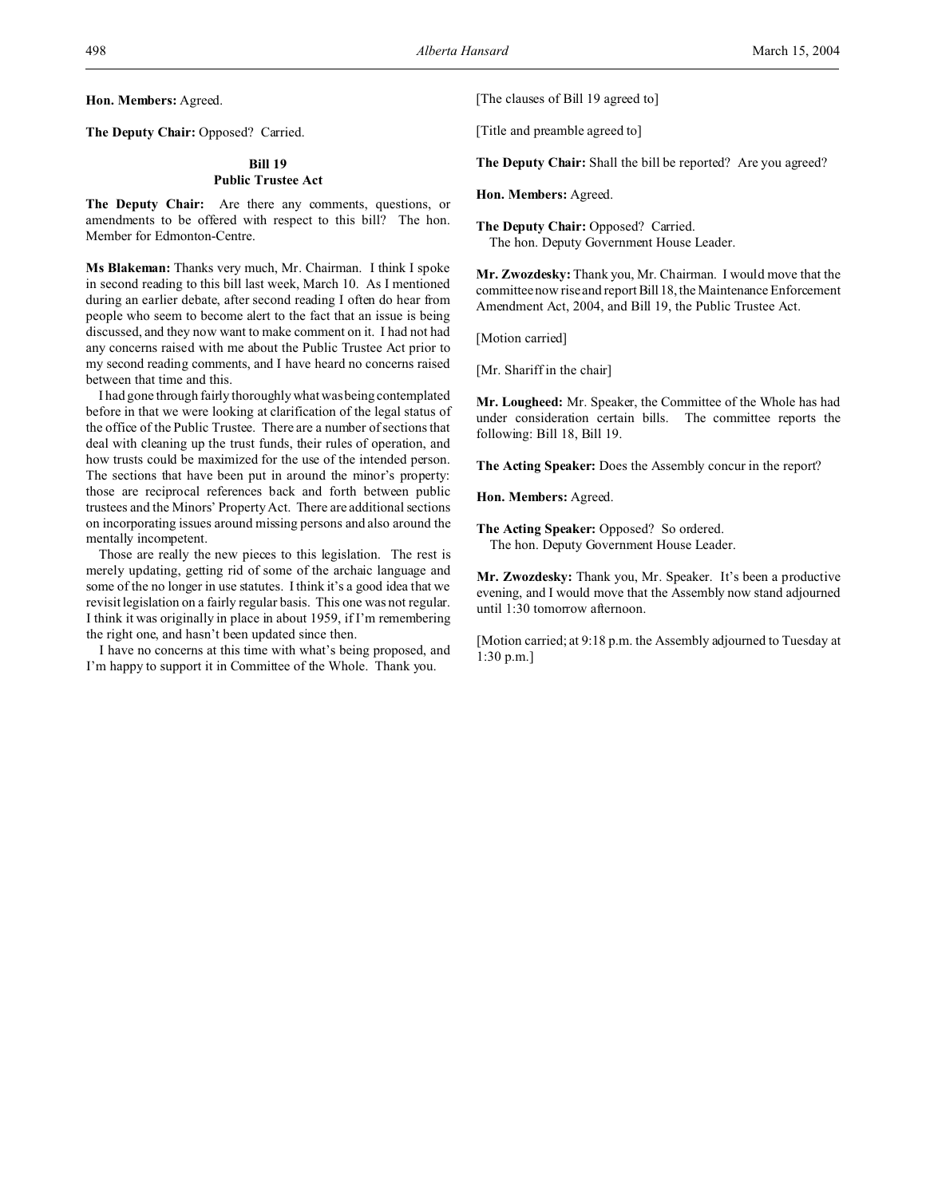**Hon. Members:** Agreed.

**The Deputy Chair:** Opposed? Carried.

### Bill 19
### Public Trustee Act

**The Deputy Chair:** Are there any comments, questions, or amendments to be offered with respect to this bill? The hon. Member for Edmonton-Centre.

**Ms Blakeman:** Thanks very much, Mr. Chairman. I think I spoke in second reading to this bill last week, March 10. As I mentioned during an earlier debate, after second reading I often do hear from people who seem to become alert to the fact that an issue is being discussed, and they now want to make comment on it. I had not had any concerns raised with me about the Public Trustee Act prior to my second reading comments, and I have heard no concerns raised between that time and this.

I had gone through fairly thoroughly what was being contemplated before in that we were looking at clarification of the legal status of the office of the Public Trustee. There are a number of sections that deal with cleaning up the trust funds, their rules of operation, and how trusts could be maximized for the use of the intended person. The sections that have been put in around the minor's property: those are reciprocal references back and forth between public trustees and the Minors' Property Act. There are additional sections on incorporating issues around missing persons and also around the mentally incompetent.

Those are really the new pieces to this legislation. The rest is merely updating, getting rid of some of the archaic language and some of the no longer in use statutes. I think it's a good idea that we revisit legislation on a fairly regular basis. This one was not regular. I think it was originally in place in about 1959, if I'm remembering the right one, and hasn't been updated since then.

I have no concerns at this time with what's being proposed, and I'm happy to support it in Committee of the Whole. Thank you.

[The clauses of Bill 19 agreed to]

[Title and preamble agreed to]

**The Deputy Chair:** Shall the bill be reported? Are you agreed?

**Hon. Members:** Agreed.

**The Deputy Chair:** Opposed? Carried.
The hon. Deputy Government House Leader.

**Mr. Zwozdesky:** Thank you, Mr. Chairman. I would move that the committee now rise and report Bill 18, the Maintenance Enforcement Amendment Act, 2004, and Bill 19, the Public Trustee Act.

[Motion carried]

[Mr. Shariff in the chair]

**Mr. Lougheed:** Mr. Speaker, the Committee of the Whole has had under consideration certain bills. The committee reports the following: Bill 18, Bill 19.

**The Acting Speaker:** Does the Assembly concur in the report?

**Hon. Members:** Agreed.

**The Acting Speaker:** Opposed? So ordered.
The hon. Deputy Government House Leader.

**Mr. Zwozdesky:** Thank you, Mr. Speaker. It's been a productive evening, and I would move that the Assembly now stand adjourned until 1:30 tomorrow afternoon.

[Motion carried; at 9:18 p.m. the Assembly adjourned to Tuesday at 1:30 p.m.]